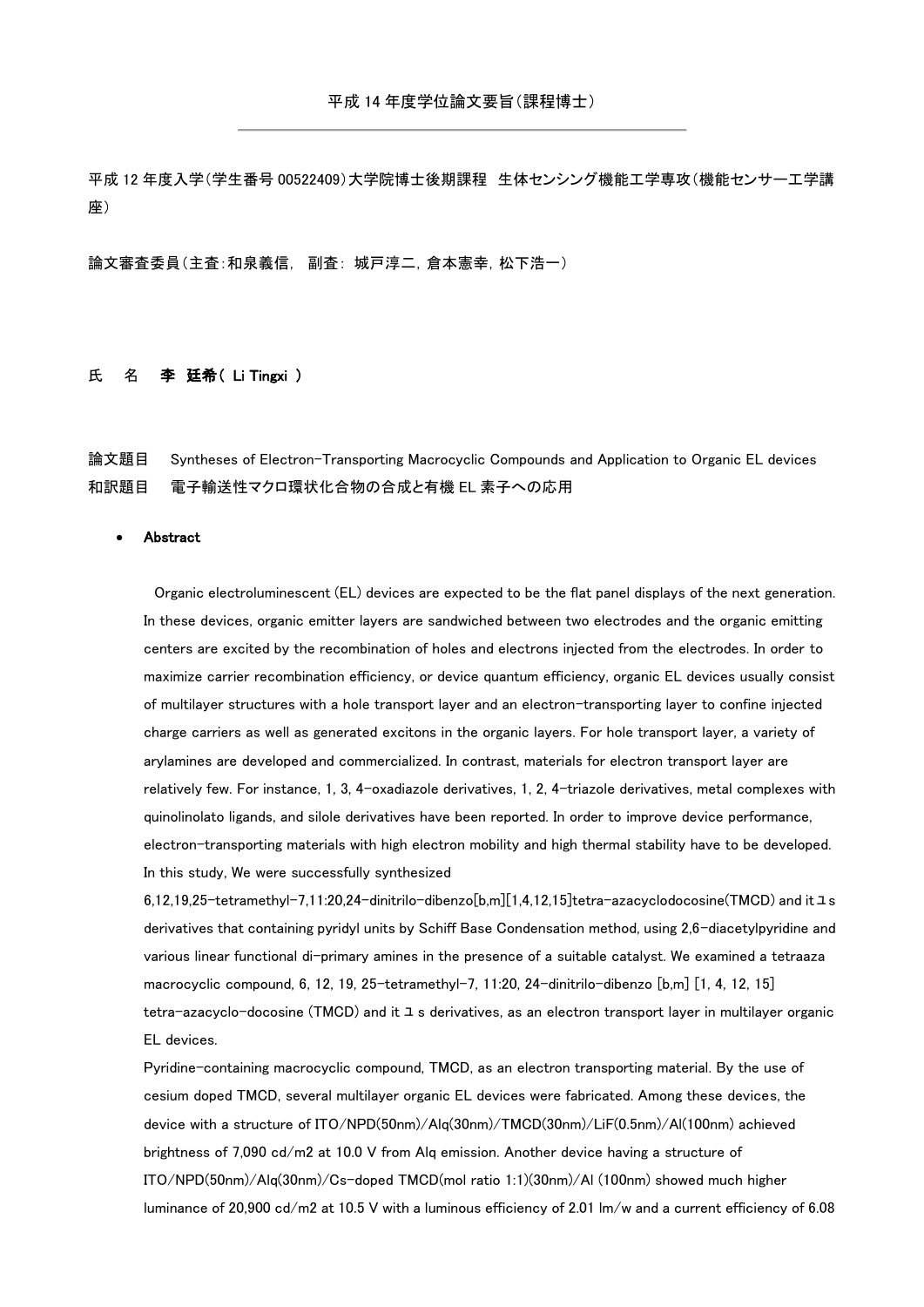平成 14 年度学位論文要旨(課程博士)

---

平成 12 年度入学(学生番号 00522409)大学院博士後期課程　生体センシング機能工学専攻(機能センサー工学講座)

論文審査委員(主査:和泉義信,　副査:  城戸淳二, 倉本憲幸, 松下浩一)

**氏　名　　李　廷希 ( Li Tingxi )**

論文題目　 Syntheses of Electron-Transporting Macrocyclic Compounds and Application to Organic EL devices
和訳題目　 電子輸送性マクロ環状化合物の合成と有機 EL 素子への応用

- **Abstract**

Organic electroluminescent (EL) devices are expected to be the flat panel displays of the next generation. In these devices, organic emitter layers are sandwiched between two electrodes and the organic emitting centers are excited by the recombination of holes and electrons injected from the electrodes. In order to maximize carrier recombination efficiency, or device quantum efficiency, organic EL devices usually consist of multilayer structures with a hole transport layer and an electron-transporting layer to confine injected charge carriers as well as generated excitons in the organic layers. For hole transport layer, a variety of arylamines are developed and commercialized. In contrast, materials for electron transport layer are relatively few. For instance, 1, 3, 4-oxadiazole derivatives, 1, 2, 4-triazole derivatives, metal complexes with quinolinolato ligands, and silole derivatives have been reported. In order to improve device performance, electron-transporting materials with high electron mobility and high thermal stability have to be developed. In this study, We were successfully synthesized 6,12,19,25-tetramethyl-7,11:20,24-dinitrilo-dibenzo[b,m][1,4,12,15]tetra-azacyclodocosine(TMCD) and itユs derivatives that containing pyridyl units by Schiff Base Condensation method, using 2,6-diacetylpyridine and various linear functional di-primary amines in the presence of a suitable catalyst. We examined a tetraaza macrocyclic compound, 6, 12, 19, 25-tetramethyl-7, 11:20, 24-dinitrilo-dibenzo [b,m] [1, 4, 12, 15] tetra-azacyclo-docosine (TMCD) and itユs derivatives, as an electron transport layer in multilayer organic EL devices.

Pyridine-containing macrocyclic compound, TMCD, as an electron transporting material. By the use of cesium doped TMCD, several multilayer organic EL devices were fabricated. Among these devices, the device with a structure of ITO/NPD(50nm)/Alq(30nm)/TMCD(30nm)/LiF(0.5nm)/Al(100nm) achieved brightness of 7,090 cd/m2 at 10.0 V from Alq emission. Another device having a structure of ITO/NPD(50nm)/Alq(30nm)/Cs-doped TMCD(mol ratio 1:1)(30nm)/Al (100nm) showed much higher luminance of 20,900 cd/m2 at 10.5 V with a luminous efficiency of 2.01 lm/w and a current efficiency of 6.08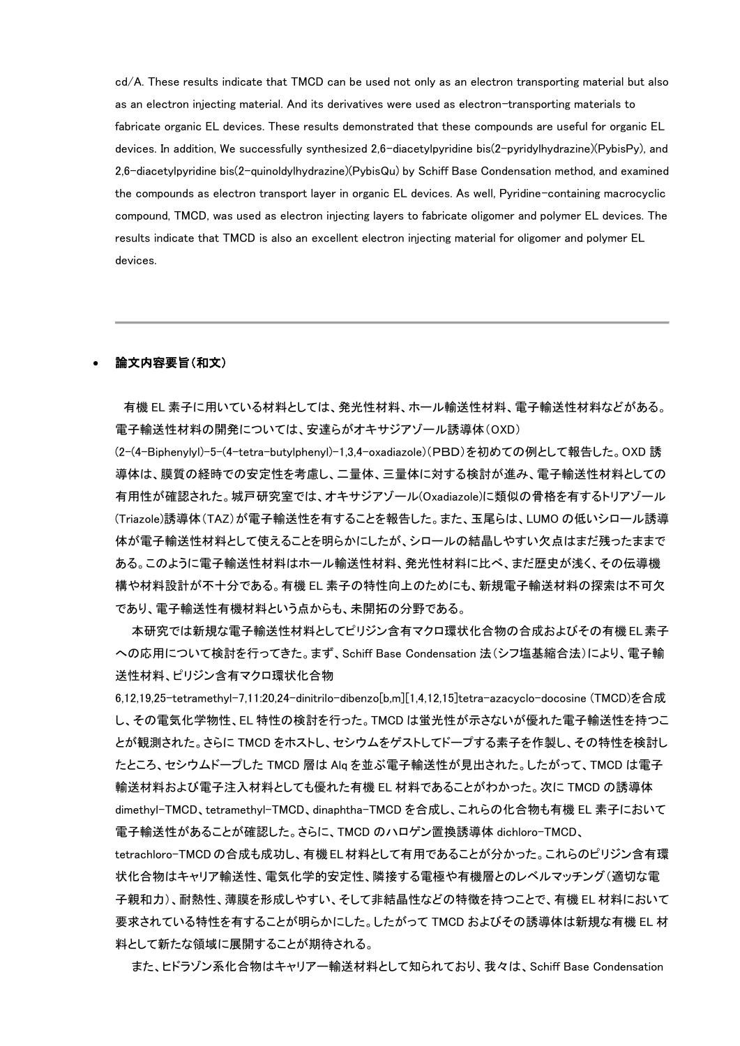cd/A. These results indicate that TMCD can be used not only as an electron transporting material but also as an electron injecting material. And its derivatives were used as electron-transporting materials to fabricate organic EL devices. These results demonstrated that these compounds are useful for organic EL devices. In addition, We successfully synthesized 2,6-diacetylpyridine bis(2-pyridylhydrazine)(PybisPy), and 2,6-diacetylpyridine bis(2-quinoldylhydrazine)(PybisQu) by Schiff Base Condensation method, and examined the compounds as electron transport layer in organic EL devices. As well, Pyridine-containing macrocyclic compound, TMCD, was used as electron injecting layers to fabricate oligomer and polymer EL devices. The results indicate that TMCD is also an excellent electron injecting material for oligomer and polymer EL devices.

---

- **論文内容要旨(和文)**

有機 EL 素子に用いている材料としては、発光性材料、ホール輸送性材料、電子輸送性材料などがある。電子輸送性材料の開発については、安達らがオキサジアゾール誘導体(OXD)(2-(4-Biphenylyl)-5-(4-tetra-butylphenyl)-1,3,4-oxadiazole)(PBD)を初めての例として報告した。OXD 誘導体は、膜質の経時での安定性を考慮し、二量体、三量体に対する検討が進み、電子輸送性材料としての有用性が確認された。城戸研究室では、オキサジアゾール(Oxadiazole)に類似の骨格を有するトリアゾール(Triazole)誘導体(TAZ)が電子輸送性を有することを報告した。また、玉尾らは、LUMO の低いシロール誘導体が電子輸送性材料として使えることを明らかにしたが、シロールの結晶しやすい欠点はまだ残ったままである。このように電子輸送性材料はホール輸送性材料、発光性材料に比べ、まだ歴史が浅く、その伝導機構や材料設計が不十分である。有機 EL 素子の特性向上のためにも、新規電子輸送材料の探索は不可欠であり、電子輸送性有機材料という点からも、未開拓の分野である。

本研究では新規な電子輸送性材料としてピリジン含有マクロ環状化合物の合成およびその有機EL素子への応用について検討を行ってきた。まず、Schiff Base Condensation 法(シフ塩基縮合法)により、電子輸送性材料、ピリジン含有マクロ環状化合物 6,12,19,25-tetramethyl-7,11:20,24-dinitrilo-dibenzo[b,m][1,4,12,15]tetra-azacyclo-docosine (TMCD)を合成し、その電気化学物性、EL 特性の検討を行った。TMCD は蛍光性が示さないが優れた電子輸送性を持つことが観測された。さらに TMCD をホストし、セシウムをゲストしてドープする素子を作製し、その特性を検討したところ、セシウムドープした TMCD 層は Alq を並ぶ電子輸送性が見出された。したがって、TMCD は電子輸送材料および電子注入材料としても優れた有機 EL 材料であることがわかった。次に TMCD の誘導体 dimethyl-TMCD、tetramethyl-TMCD、dinaphtha-TMCD を合成し、これらの化合物も有機 EL 素子において電子輸送性があることが確認した。さらに、TMCD のハロゲン置換誘導体 dichloro-TMCD、tetrachloro-TMCD の合成も成功し、有機EL材料として有用であることが分かった。これらのピリジン含有環状化合物はキャリア輸送性、電気化学的安定性、隣接する電極や有機層とのレベルマッチング(適切な電子親和力)、耐熱性、薄膜を形成しやすい、そして非結晶性などの特徴を持つことで、有機 EL 材料において要求されている特性を有することが明らかにした。したがって TMCD およびその誘導体は新規な有機 EL 材料として新たな領域に展開することが期待される。

また、ヒドラゾン系化合物はキャリアー輸送材料として知られており、我々は、Schiff Base Condensation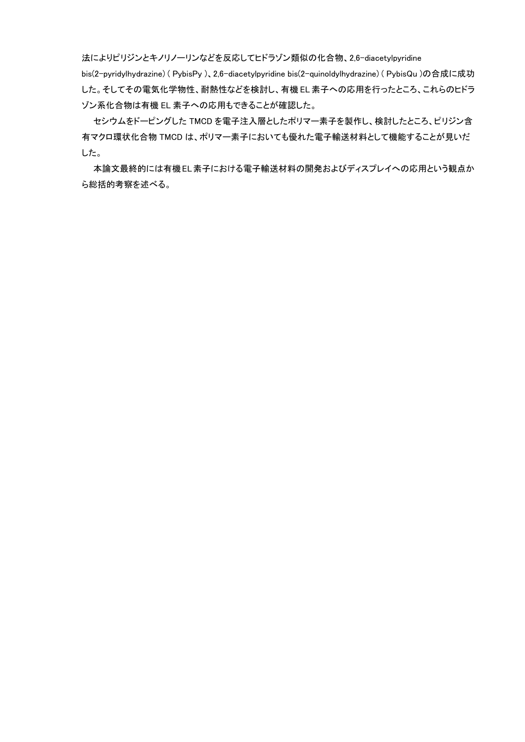法によりピリジンとキノリノーリンなどを反応してヒドラゾン類似の化合物、2,6-diacetylpyridine bis(2-pyridylhydrazine) ( PybisPy )、2,6-diacetylpyridine bis(2-quinoldylhydrazine) ( PybisQu )の合成に成功した。そしてその電気化学物性、耐熱性などを検討し、有機 EL 素子への応用を行ったところ、これらのヒドラゾン系化合物は有機 EL 素子への応用もできることが確認した。

セシウムをドーピングした TMCD を電子注入層としたポリマー素子を製作し、検討したところ、ピリジン含有マクロ環状化合物 TMCD は、ポリマー素子においても優れた電子輸送材料として機能することが見いだした。

本論文最終的には有機EL素子における電子輸送材料の開発およびディスプレイへの応用という観点から総括的考察を述べる。